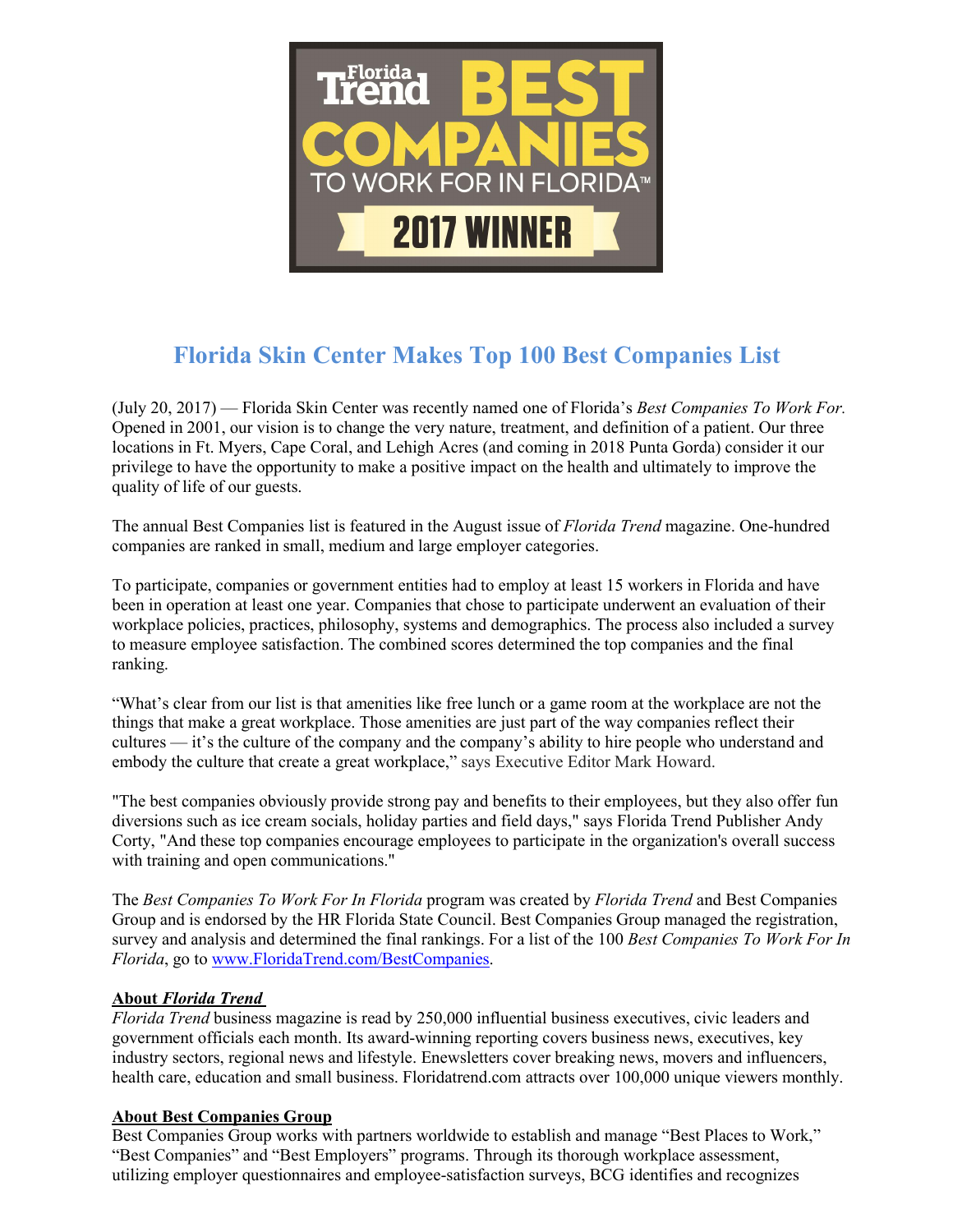# Florida Skin Center Makes Top 100 Best Companies List

(July 20, 2017) — Florida Skin Center was recently named one of Florida's *Best Companies To Work For.* Opened in 2001, our vision is to change the very nature, treatment, and definition of a patient. Our three locations in Ft. Myers, Cape Coral, and Lehigh Acres (and coming in 2018 Punta Gorda) consider it our privilege to have the opportunity to make a positive impact on the health and ultimately to improve the quality of life of our guests.

The annual Best Companies list is featured in the August issue of *Florida Trend* magazine. One-hundred companies are ranked in small, medium and large employer categories.

To participate, companies or government entities had to employ at least 15 workers in Florida and have been in operation at least one year. Companies that chose to participate underwent an evaluation of their workplace policies, practices, philosophy, systems and demographics. The process also included a survey to measure employee satisfaction. The combined scores determined the top companies and the final ranking.

"What's clear from our list is that amenities like free lunch or a game room at the workplace are not the things that make a great workplace. Those amenities are just part of the way companies reflect their cultures — it's the culture of the company and the company's ability to hire people who understand and embody the culture that create a great workplace," says Executive Editor Mark Howard.

"The best companies obviously provide strong pay and benefits to their employees, but they also offer fun diversions such as ice cream socials, holiday parties and field days," says Florida Trend Publisher Andy Corty, "And these top companies encourage employees to participate in the organization's overall success with training and open communications."

The *Best Companies To Work For In Florida* program was created by *Florida Trend* and Best Companies Group and is endorsed by the HR Florida State Council. Best Companies Group managed the registration, survey and analysis and determined the final rankings. For a list of the 100 *Best Companies To Work For In Florida*, go to www.FloridaTrend.com/BestCompanies.

**About *Florida Trend***

*Florida Trend* business magazine is read by 250,000 influential business executives, civic leaders and government officials each month. Its award-winning reporting covers business news, executives, key industry sectors, regional news and lifestyle. Enewsletters cover breaking news, movers and influencers, health care, education and small business. Floridatrend.com attracts over 100,000 unique viewers monthly.

**About Best Companies Group**

Best Companies Group works with partners worldwide to establish and manage "Best Places to Work," "Best Companies" and "Best Employers" programs. Through its thorough workplace assessment, utilizing employer questionnaires and employee-satisfaction surveys, BCG identifies and recognizes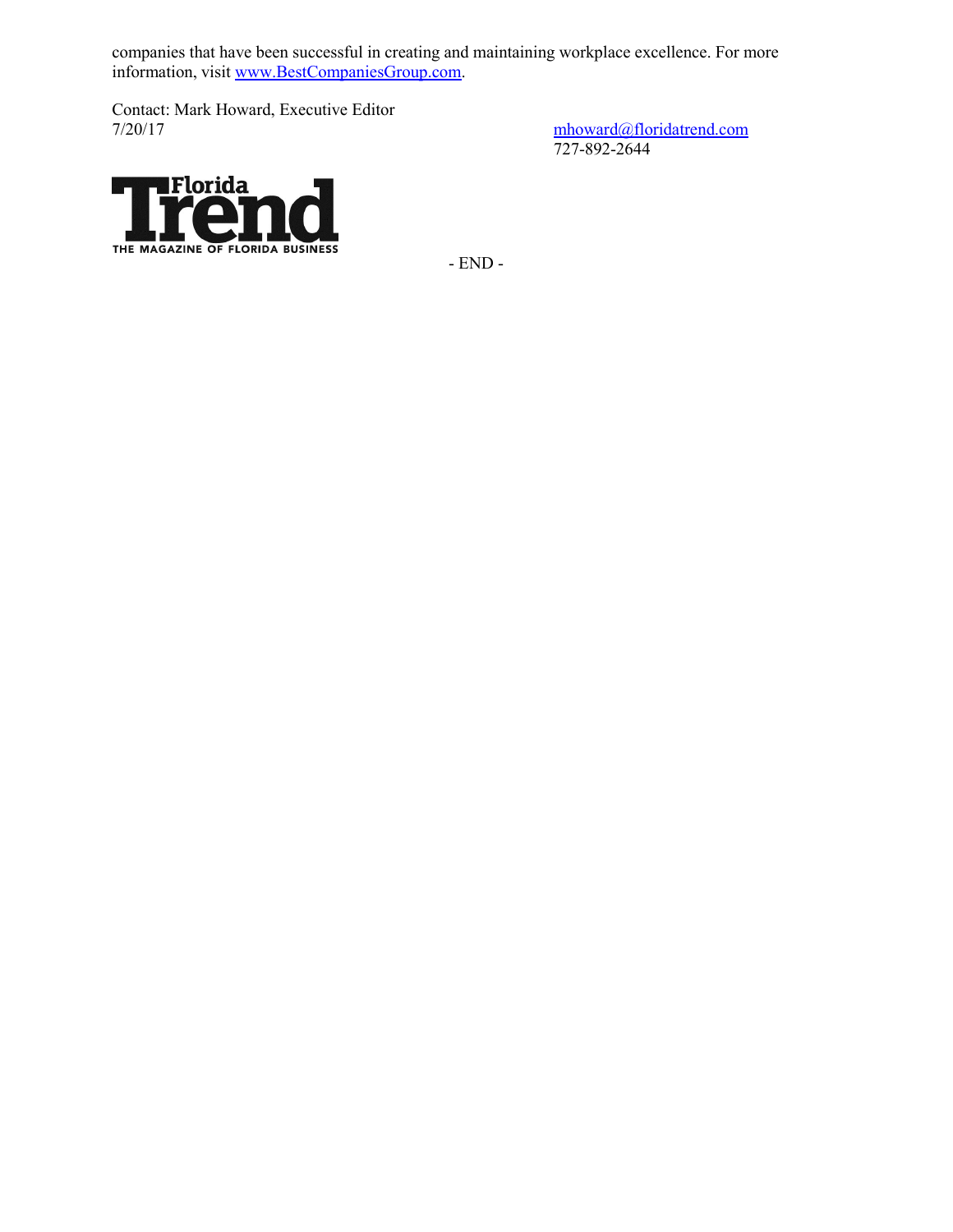companies that have been successful in creating and maintaining workplace excellence. For more information, visit www.BestCompaniesGroup.com.

Contact: Mark Howard, Executive Editor
7/20/17

mhoward@floridatrend.com
727-892-2644

Florida Trend
THE MAGAZINE OF FLORIDA BUSINESS

- END -